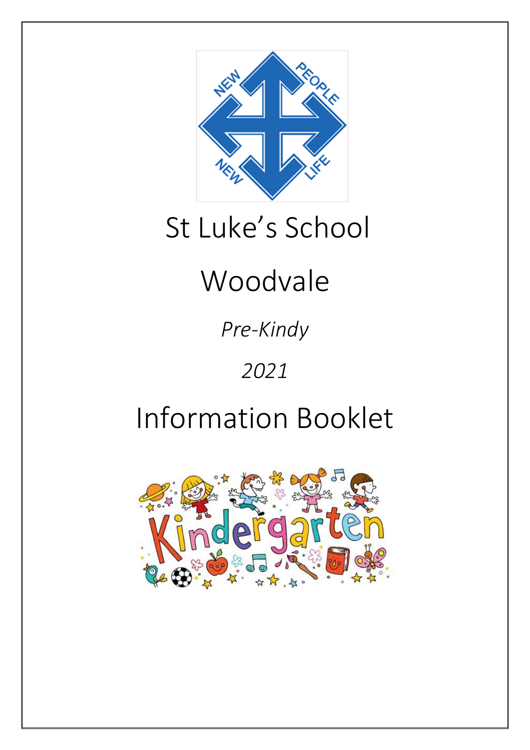# St Luke's School

# Woodvale

*Pre-Kindy*

*2021*

# Information Booklet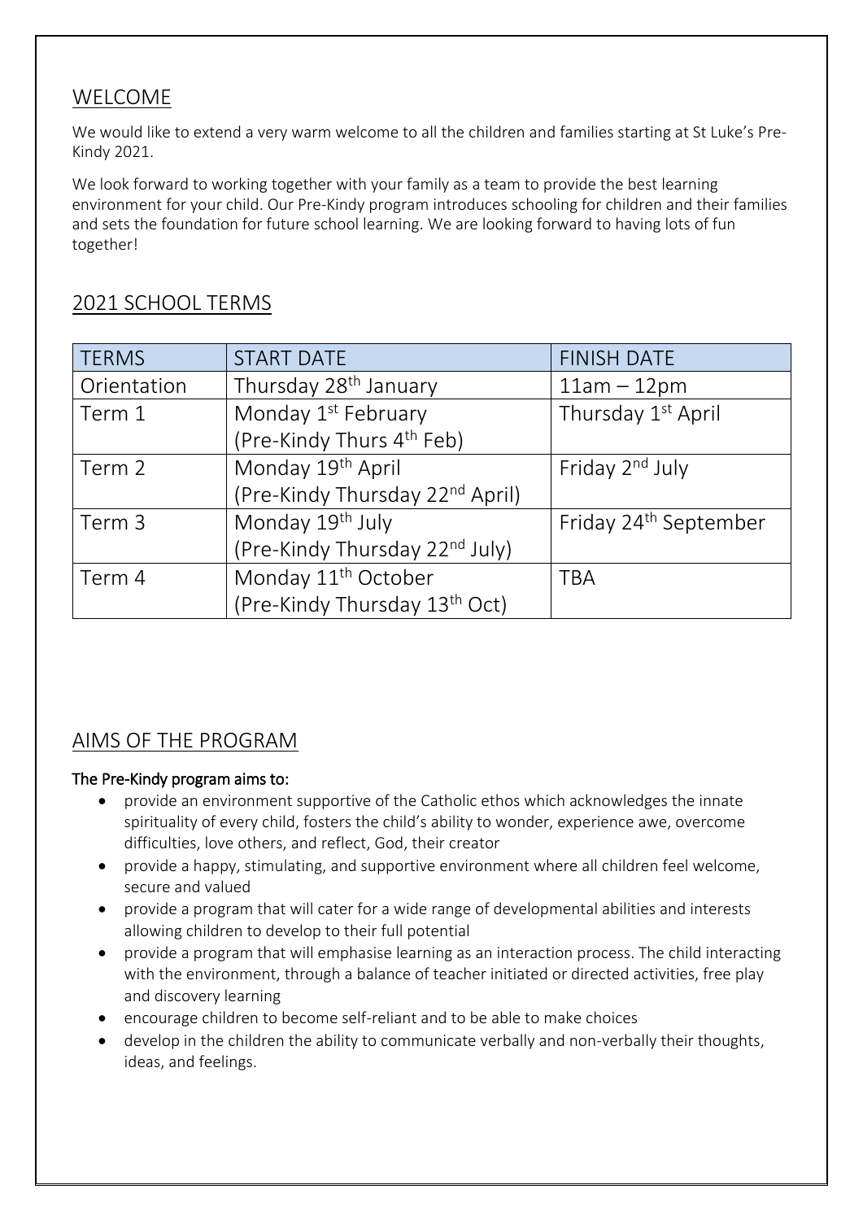## WELCOME

We would like to extend a very warm welcome to all the children and families starting at St Luke's Pre-Kindy 2021.

We look forward to working together with your family as a team to provide the best learning environment for your child. Our Pre-Kindy program introduces schooling for children and their families and sets the foundation for future school learning. We are looking forward to having lots of fun together!

## 2021 SCHOOL TERMS

| TERMS | START DATE | FINISH DATE |
|---|---|---|
| Orientation | Thursday 28th January | 11am – 12pm |
| Term 1 | Monday 1st February (Pre-Kindy Thurs 4th Feb) | Thursday 1st April |
| Term 2 | Monday 19th April (Pre-Kindy Thursday 22nd April) | Friday 2nd July |
| Term 3 | Monday 19th July (Pre-Kindy Thursday 22nd July) | Friday 24th September |
| Term 4 | Monday 11th October (Pre-Kindy Thursday 13th Oct) | TBA |

## AIMS OF THE PROGRAM

**The Pre-Kindy program aims to:**

- provide an environment supportive of the Catholic ethos which acknowledges the innate spirituality of every child, fosters the child's ability to wonder, experience awe, overcome difficulties, love others, and reflect, God, their creator
- provide a happy, stimulating, and supportive environment where all children feel welcome, secure and valued
- provide a program that will cater for a wide range of developmental abilities and interests allowing children to develop to their full potential
- provide a program that will emphasise learning as an interaction process. The child interacting with the environment, through a balance of teacher initiated or directed activities, free play and discovery learning
- encourage children to become self-reliant and to be able to make choices
- develop in the children the ability to communicate verbally and non-verbally their thoughts, ideas, and feelings.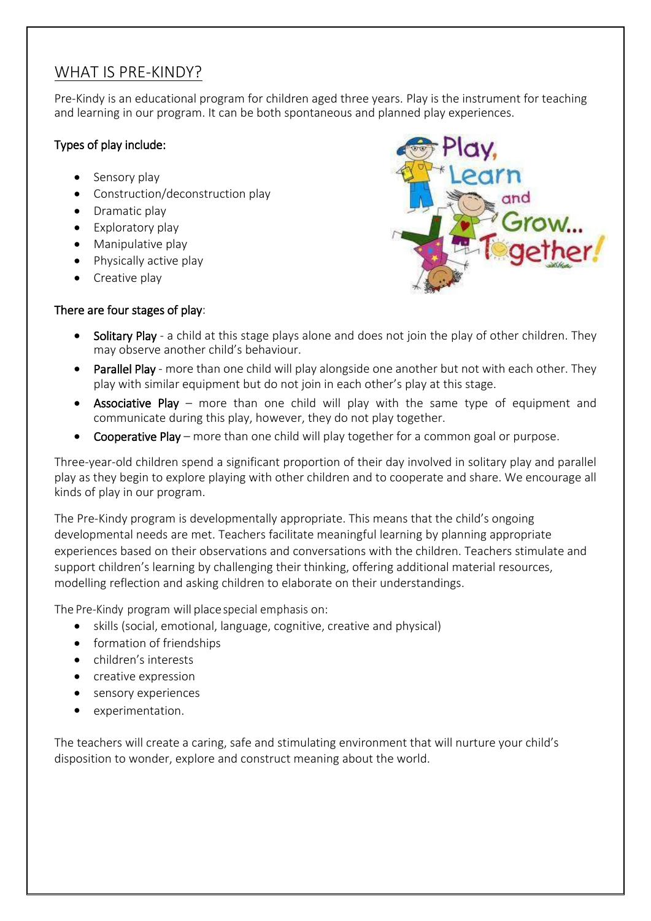## WHAT IS PRE-KINDY?

Pre-Kindy is an educational program for children aged three years. Play is the instrument for teaching and learning in our program. It can be both spontaneous and planned play experiences.

**Types of play include:**

- Sensory play
- Construction/deconstruction play
- Dramatic play
- Exploratory play
- Manipulative play
- Physically active play
- Creative play

**There are four stages of play**:

- **Solitary Play** - a child at this stage plays alone and does not join the play of other children. They may observe another child's behaviour.
- **Parallel Play** - more than one child will play alongside one another but not with each other. They play with similar equipment but do not join in each other's play at this stage.
- **Associative Play** – more than one child will play with the same type of equipment and communicate during this play, however, they do not play together.
- **Cooperative Play** – more than one child will play together for a common goal or purpose.

Three-year-old children spend a significant proportion of their day involved in solitary play and parallel play as they begin to explore playing with other children and to cooperate and share. We encourage all kinds of play in our program.

The Pre-Kindy program is developmentally appropriate. This means that the child's ongoing developmental needs are met. Teachers facilitate meaningful learning by planning appropriate experiences based on their observations and conversations with the children. Teachers stimulate and support children's learning by challenging their thinking, offering additional material resources, modelling reflection and asking children to elaborate on their understandings.

The Pre-Kindy program will place special emphasis on:

- skills (social, emotional, language, cognitive, creative and physical)
- formation of friendships
- children's interests
- creative expression
- sensory experiences
- experimentation.

The teachers will create a caring, safe and stimulating environment that will nurture your child's disposition to wonder, explore and construct meaning about the world.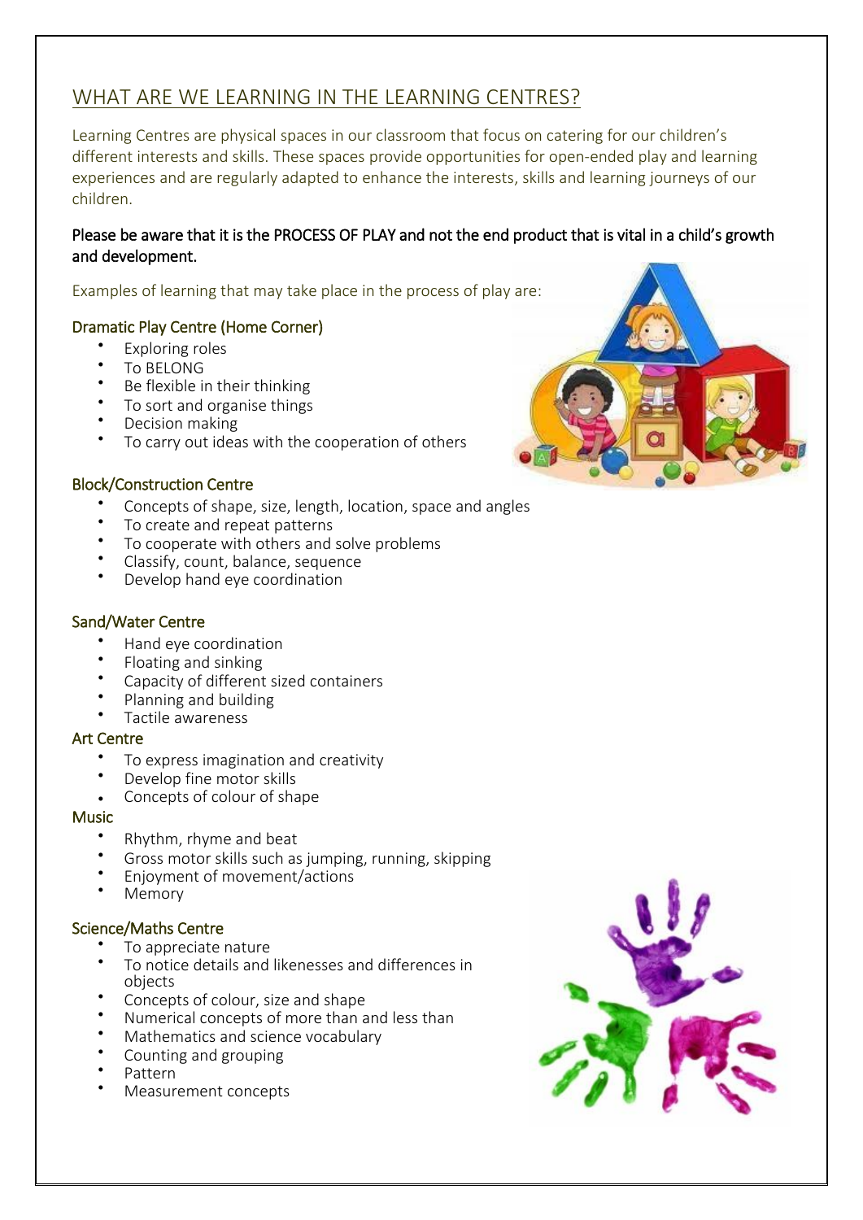# WHAT ARE WE LEARNING IN THE LEARNING CENTRES?

Learning Centres are physical spaces in our classroom that focus on catering for our children's different interests and skills. These spaces provide opportunities for open-ended play and learning experiences and are regularly adapted to enhance the interests, skills and learning journeys of our children.

**Please be aware that it is the PROCESS OF PLAY and not the end product that is vital in a child's growth and development.**

Examples of learning that may take place in the process of play are:

### Dramatic Play Centre (Home Corner)

- Exploring roles
- To BELONG
- Be flexible in their thinking
- To sort and organise things
- Decision making
- To carry out ideas with the cooperation of others

### Block/Construction Centre

- Concepts of shape, size, length, location, space and angles
- To create and repeat patterns
- To cooperate with others and solve problems
- Classify, count, balance, sequence
- Develop hand eye coordination

### Sand/Water Centre

- Hand eye coordination
- Floating and sinking
- Capacity of different sized containers
- Planning and building
- Tactile awareness

### Art Centre

- To express imagination and creativity
- Develop fine motor skills
- Concepts of colour of shape

### Music

- Rhythm, rhyme and beat
- Gross motor skills such as jumping, running, skipping
- Enjoyment of movement/actions
- Memory

### Science/Maths Centre

- To appreciate nature
- To notice details and likenesses and differences in objects
- Concepts of colour, size and shape
- Numerical concepts of more than and less than
- Mathematics and science vocabulary
- Counting and grouping
- Pattern
- Measurement concepts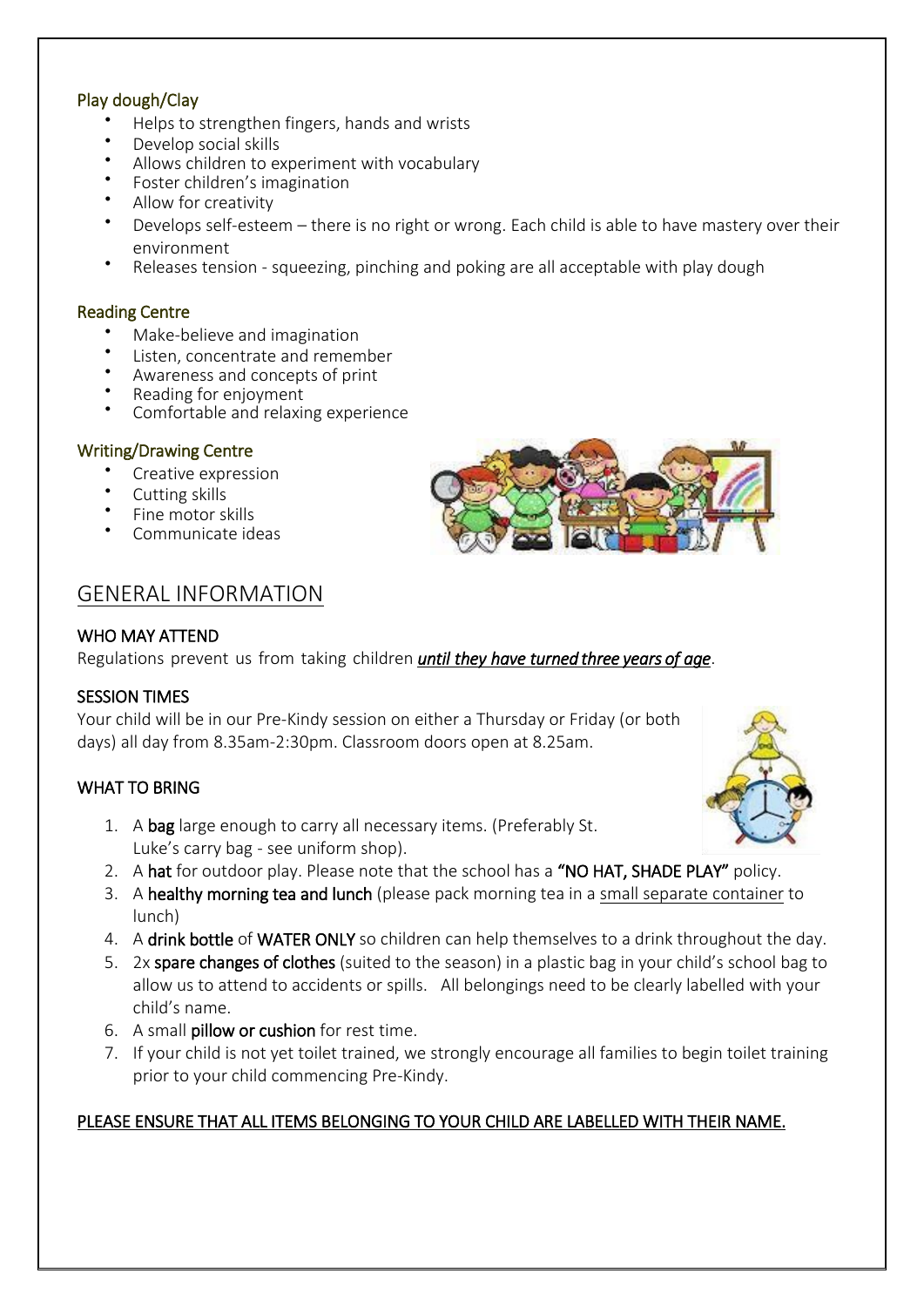### Play dough/Clay

- Helps to strengthen fingers, hands and wrists
- Develop social skills
- Allows children to experiment with vocabulary
- Foster children's imagination
- Allow for creativity
- Develops self-esteem – there is no right or wrong. Each child is able to have mastery over their environment
- Releases tension - squeezing, pinching and poking are all acceptable with play dough

### Reading Centre

- Make-believe and imagination
- Listen, concentrate and remember
- Awareness and concepts of print
- Reading for enjoyment
- Comfortable and relaxing experience

### Writing/Drawing Centre

- Creative expression
- Cutting skills
- Fine motor skills
- Communicate ideas

## GENERAL INFORMATION

### WHO MAY ATTEND

Regulations prevent us from taking children ***until they have turned three years of age***.

### SESSION TIMES

Your child will be in our Pre-Kindy session on either a Thursday or Friday (or both days) all day from 8.35am-2:30pm. Classroom doors open at 8.25am.

### WHAT TO BRING

1. A **bag** large enough to carry all necessary items. (Preferably St. Luke's carry bag - see uniform shop).
2. A **hat** for outdoor play. Please note that the school has a **"NO HAT, SHADE PLAY"** policy.
3. A **healthy morning tea and lunch** (please pack morning tea in a small separate container to lunch)
4. A **drink bottle** of **WATER ONLY** so children can help themselves to a drink throughout the day.
5. 2x **spare changes of clothes** (suited to the season) in a plastic bag in your child's school bag to allow us to attend to accidents or spills. All belongings need to be clearly labelled with your child's name.
6. A small **pillow or cushion** for rest time.
7. If your child is not yet toilet trained, we strongly encourage all families to begin toilet training prior to your child commencing Pre-Kindy.

PLEASE ENSURE THAT ALL ITEMS BELONGING TO YOUR CHILD ARE LABELLED WITH THEIR NAME.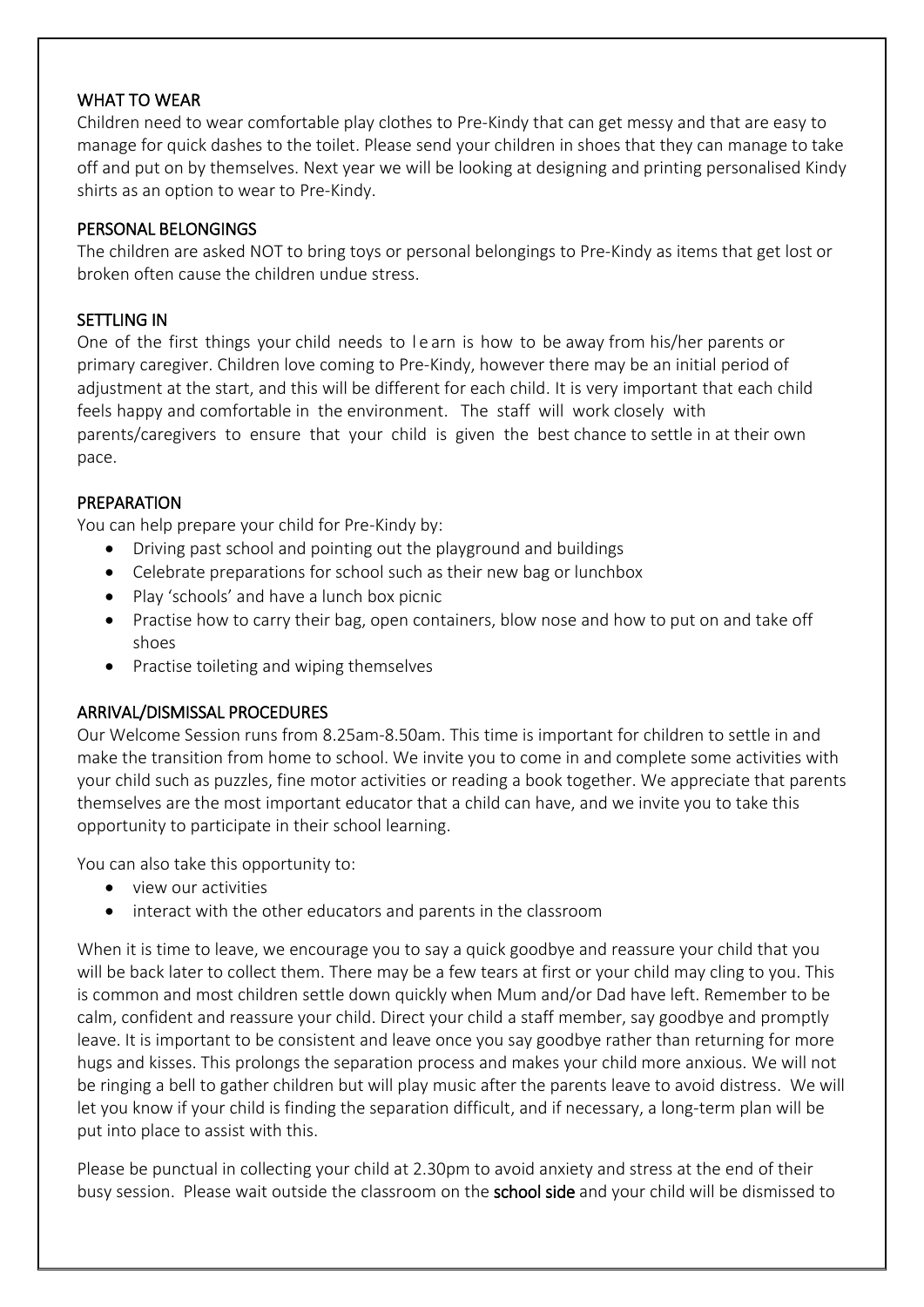## WHAT TO WEAR

Children need to wear comfortable play clothes to Pre-Kindy that can get messy and that are easy to manage for quick dashes to the toilet. Please send your children in shoes that they can manage to take off and put on by themselves. Next year we will be looking at designing and printing personalised Kindy shirts as an option to wear to Pre-Kindy.

## PERSONAL BELONGINGS

The children are asked NOT to bring toys or personal belongings to Pre-Kindy as items that get lost or broken often cause the children undue stress.

## SETTLING IN

One of the first things your child needs to learn is how to be away from his/her parents or primary caregiver. Children love coming to Pre-Kindy, however there may be an initial period of adjustment at the start, and this will be different for each child. It is very important that each child feels happy and comfortable in the environment. The staff will work closely with parents/caregivers to ensure that your child is given the best chance to settle in at their own pace.

## PREPARATION

You can help prepare your child for Pre-Kindy by:

- Driving past school and pointing out the playground and buildings
- Celebrate preparations for school such as their new bag or lunchbox
- Play 'schools' and have a lunch box picnic
- Practise how to carry their bag, open containers, blow nose and how to put on and take off shoes
- Practise toileting and wiping themselves

## ARRIVAL/DISMISSAL PROCEDURES

Our Welcome Session runs from 8.25am-8.50am. This time is important for children to settle in and make the transition from home to school. We invite you to come in and complete some activities with your child such as puzzles, fine motor activities or reading a book together. We appreciate that parents themselves are the most important educator that a child can have, and we invite you to take this opportunity to participate in their school learning.

You can also take this opportunity to:

- view our activities
- interact with the other educators and parents in the classroom

When it is time to leave, we encourage you to say a quick goodbye and reassure your child that you will be back later to collect them. There may be a few tears at first or your child may cling to you. This is common and most children settle down quickly when Mum and/or Dad have left. Remember to be calm, confident and reassure your child. Direct your child a staff member, say goodbye and promptly leave. It is important to be consistent and leave once you say goodbye rather than returning for more hugs and kisses. This prolongs the separation process and makes your child more anxious. We will not be ringing a bell to gather children but will play music after the parents leave to avoid distress. We will let you know if your child is finding the separation difficult, and if necessary, a long-term plan will be put into place to assist with this.

Please be punctual in collecting your child at 2.30pm to avoid anxiety and stress at the end of their busy session. Please wait outside the classroom on the **school side** and your child will be dismissed to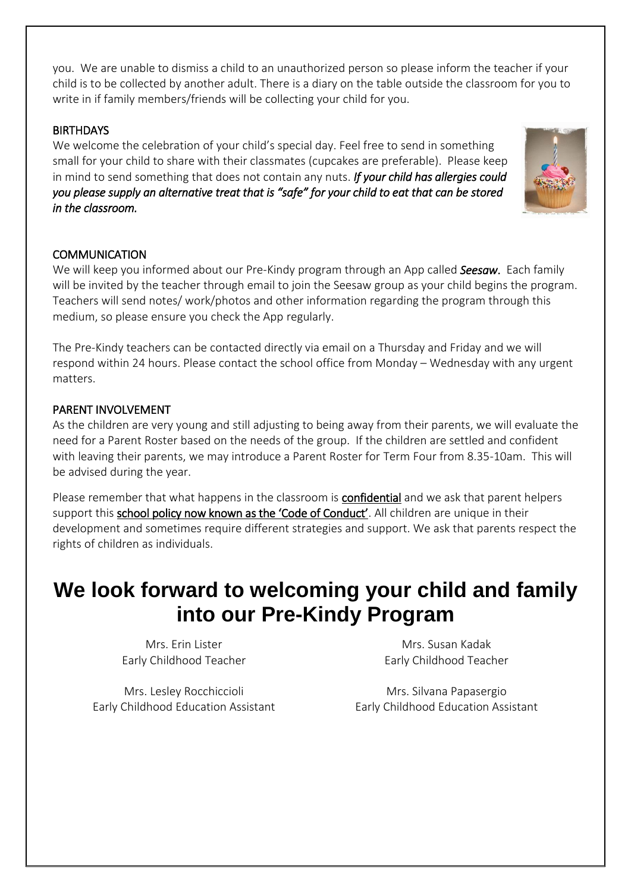you. We are unable to dismiss a child to an unauthorized person so please inform the teacher if your child is to be collected by another adult. There is a diary on the table outside the classroom for you to write in if family members/friends will be collecting your child for you.

## BIRTHDAYS

We welcome the celebration of your child's special day. Feel free to send in something small for your child to share with their classmates (cupcakes are preferable). Please keep in mind to send something that does not contain any nuts. ***If your child has allergies could you please supply an alternative treat that is "safe" for your child to eat that can be stored in the classroom.***

## COMMUNICATION

We will keep you informed about our Pre-Kindy program through an App called ***Seesaw***. Each family will be invited by the teacher through email to join the Seesaw group as your child begins the program. Teachers will send notes/ work/photos and other information regarding the program through this medium, so please ensure you check the App regularly.

The Pre-Kindy teachers can be contacted directly via email on a Thursday and Friday and we will respond within 24 hours. Please contact the school office from Monday – Wednesday with any urgent matters.

## PARENT INVOLVEMENT

As the children are very young and still adjusting to being away from their parents, we will evaluate the need for a Parent Roster based on the needs of the group. If the children are settled and confident with leaving their parents, we may introduce a Parent Roster for Term Four from 8.35-10am. This will be advised during the year.

Please remember that what happens in the classroom is **confidential** and we ask that parent helpers support this **school policy now known as the 'Code of Conduct'**. All children are unique in their development and sometimes require different strategies and support. We ask that parents respect the rights of children as individuals.

# We look forward to welcoming your child and family into our Pre-Kindy Program

Mrs. Erin Lister
Early Childhood Teacher

Mrs. Susan Kadak
Early Childhood Teacher

Mrs. Lesley Rocchiccioli
Early Childhood Education Assistant

Mrs. Silvana Papasergio
Early Childhood Education Assistant